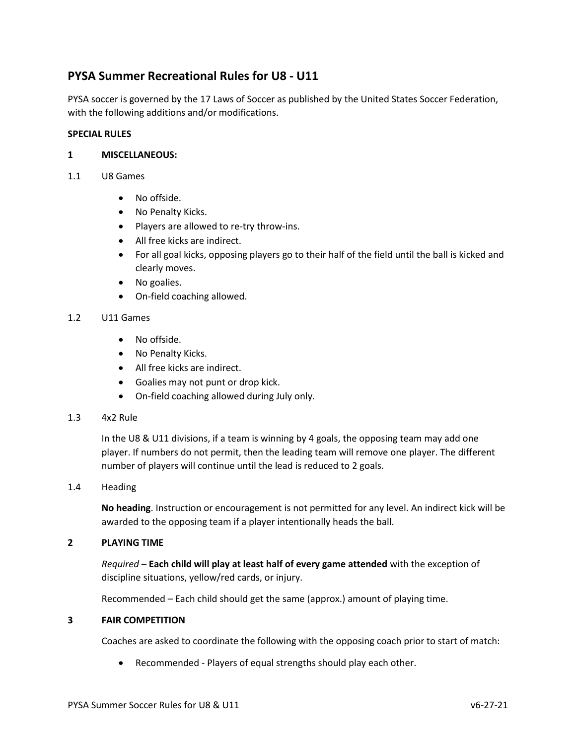# PYSA Summer Recreational Rules for U8 - U11

PYSA soccer is governed by the 17 Laws of Soccer as published by the United States Soccer Federation, with the following additions and/or modifications.

**SPECIAL RULES**

## 1 MISCELLANEOUS:

### 1.1 U8 Games

- No offside.
- No Penalty Kicks.
- Players are allowed to re-try throw-ins.
- All free kicks are indirect.
- For all goal kicks, opposing players go to their half of the field until the ball is kicked and clearly moves.
- No goalies.
- On-field coaching allowed.

### 1.2 U11 Games

- No offside.
- No Penalty Kicks.
- All free kicks are indirect.
- Goalies may not punt or drop kick.
- On-field coaching allowed during July only.

### 1.3 4x2 Rule

In the U8 & U11 divisions, if a team is winning by 4 goals, the opposing team may add one player. If numbers do not permit, then the leading team will remove one player. The different number of players will continue until the lead is reduced to 2 goals.

### 1.4 Heading

**No heading**. Instruction or encouragement is not permitted for any level. An indirect kick will be awarded to the opposing team if a player intentionally heads the ball.

## 2 PLAYING TIME

*Required* – **Each child will play at least half of every game attended** with the exception of discipline situations, yellow/red cards, or injury.

Recommended – Each child should get the same (approx.) amount of playing time.

## 3 FAIR COMPETITION

Coaches are asked to coordinate the following with the opposing coach prior to start of match:

- Recommended - Players of equal strengths should play each other.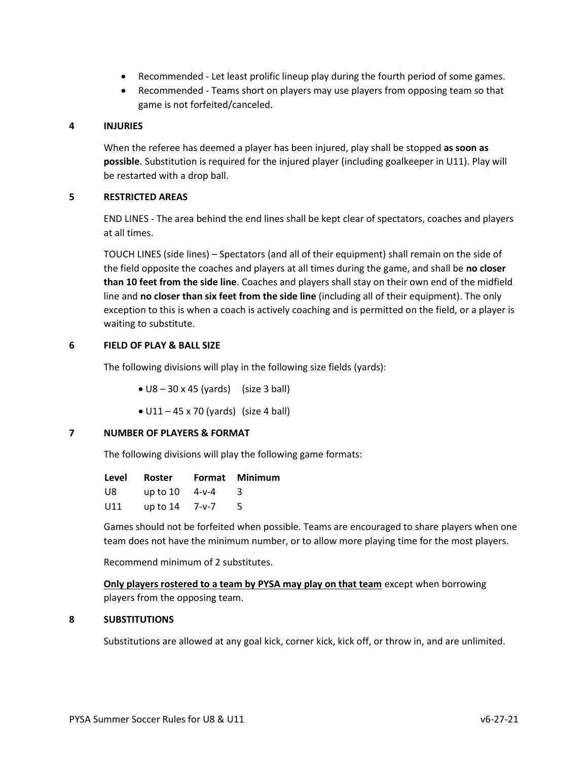- Recommended - Let least prolific lineup play during the fourth period of some games.
- Recommended - Teams short on players may use players from opposing team so that game is not forfeited/canceled.

## 4 INJURIES

When the referee has deemed a player has been injured, play shall be stopped **as soon as possible**. Substitution is required for the injured player (including goalkeeper in U11). Play will be restarted with a drop ball.

## 5 RESTRICTED AREAS

END LINES - The area behind the end lines shall be kept clear of spectators, coaches and players at all times.

TOUCH LINES (side lines) – Spectators (and all of their equipment) shall remain on the side of the field opposite the coaches and players at all times during the game, and shall be **no closer than 10 feet from the side line**. Coaches and players shall stay on their own end of the midfield line and **no closer than six feet from the side line** (including all of their equipment). The only exception to this is when a coach is actively coaching and is permitted on the field, or a player is waiting to substitute.

## 6 FIELD OF PLAY & BALL SIZE

The following divisions will play in the following size fields (yards):

- U8 – 30 x 45 (yards) (size 3 ball)
- U11 – 45 x 70 (yards) (size 4 ball)

## 7 NUMBER OF PLAYERS & FORMAT

The following divisions will play the following game formats:

| Level | Roster | Format | Minimum |
|---|---|---|---|
| U8 | up to 10 | 4-v-4 | 3 |
| U11 | up to 14 | 7-v-7 | 5 |

Games should not be forfeited when possible. Teams are encouraged to share players when one team does not have the minimum number, or to allow more playing time for the most players.

Recommend minimum of 2 substitutes.

**<u>Only players rostered to a team by PYSA may play on that team</u>** except when borrowing players from the opposing team.

## 8 SUBSTITUTIONS

Substitutions are allowed at any goal kick, corner kick, kick off, or throw in, and are unlimited.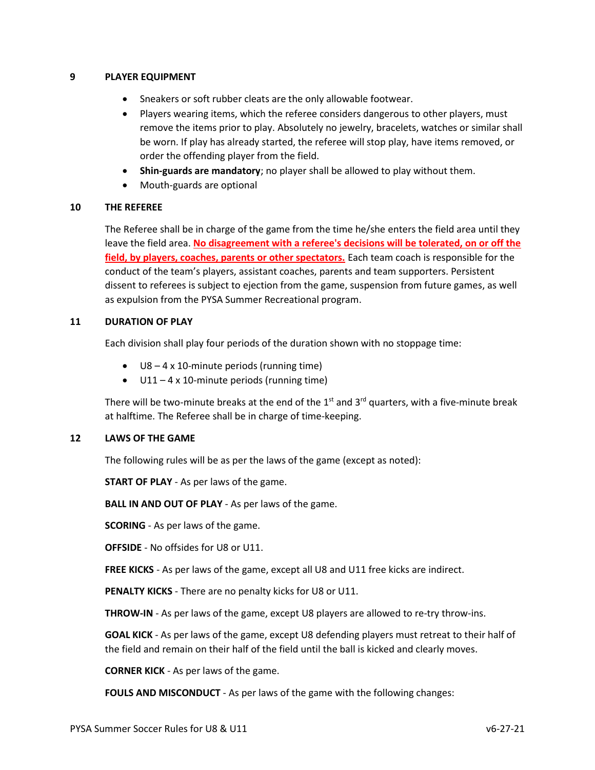## 9 PLAYER EQUIPMENT

- Sneakers or soft rubber cleats are the only allowable footwear.
- Players wearing items, which the referee considers dangerous to other players, must remove the items prior to play. Absolutely no jewelry, bracelets, watches or similar shall be worn. If play has already started, the referee will stop play, have items removed, or order the offending player from the field.
- **Shin-guards are mandatory**; no player shall be allowed to play without them.
- Mouth-guards are optional

## 10 THE REFEREE

The Referee shall be in charge of the game from the time he/she enters the field area until they leave the field area. **No disagreement with a referee's decisions will be tolerated, on or off the field, by players, coaches, parents or other spectators.** Each team coach is responsible for the conduct of the team's players, assistant coaches, parents and team supporters. Persistent dissent to referees is subject to ejection from the game, suspension from future games, as well as expulsion from the PYSA Summer Recreational program.

## 11 DURATION OF PLAY

Each division shall play four periods of the duration shown with no stoppage time:

- U8 – 4 x 10-minute periods (running time)
- U11 – 4 x 10-minute periods (running time)

There will be two-minute breaks at the end of the 1st and 3rd quarters, with a five-minute break at halftime. The Referee shall be in charge of time-keeping.

## 12 LAWS OF THE GAME

The following rules will be as per the laws of the game (except as noted):

**START OF PLAY** - As per laws of the game.

**BALL IN AND OUT OF PLAY** - As per laws of the game.

**SCORING** - As per laws of the game.

**OFFSIDE** - No offsides for U8 or U11.

**FREE KICKS** - As per laws of the game, except all U8 and U11 free kicks are indirect.

**PENALTY KICKS** - There are no penalty kicks for U8 or U11.

**THROW-IN** - As per laws of the game, except U8 players are allowed to re-try throw-ins.

**GOAL KICK** - As per laws of the game, except U8 defending players must retreat to their half of the field and remain on their half of the field until the ball is kicked and clearly moves.

**CORNER KICK** - As per laws of the game.

**FOULS AND MISCONDUCT** - As per laws of the game with the following changes: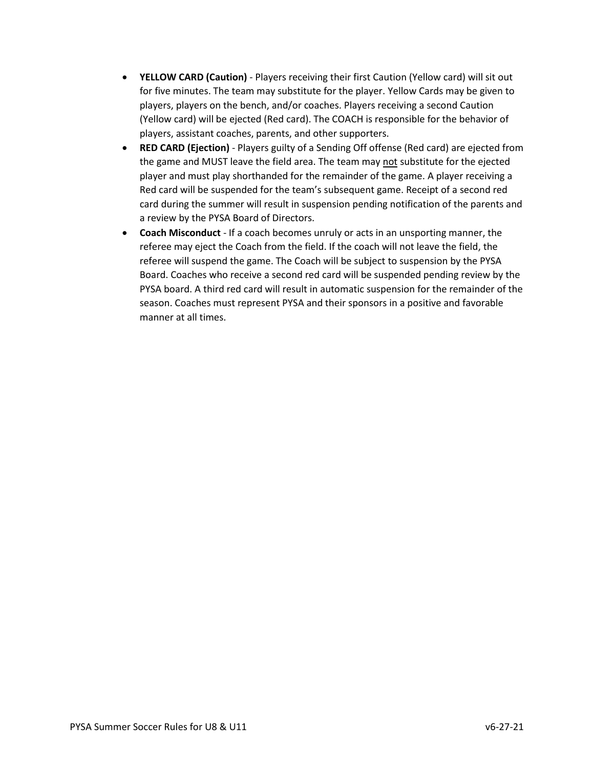- **YELLOW CARD (Caution)** - Players receiving their first Caution (Yellow card) will sit out for five minutes. The team may substitute for the player. Yellow Cards may be given to players, players on the bench, and/or coaches. Players receiving a second Caution (Yellow card) will be ejected (Red card). The COACH is responsible for the behavior of players, assistant coaches, parents, and other supporters.
- **RED CARD (Ejection)** - Players guilty of a Sending Off offense (Red card) are ejected from the game and MUST leave the field area. The team may <u>not</u> substitute for the ejected player and must play shorthanded for the remainder of the game. A player receiving a Red card will be suspended for the team's subsequent game. Receipt of a second red card during the summer will result in suspension pending notification of the parents and a review by the PYSA Board of Directors.
- **Coach Misconduct** - If a coach becomes unruly or acts in an unsporting manner, the referee may eject the Coach from the field. If the coach will not leave the field, the referee will suspend the game. The Coach will be subject to suspension by the PYSA Board. Coaches who receive a second red card will be suspended pending review by the PYSA board. A third red card will result in automatic suspension for the remainder of the season. Coaches must represent PYSA and their sponsors in a positive and favorable manner at all times.